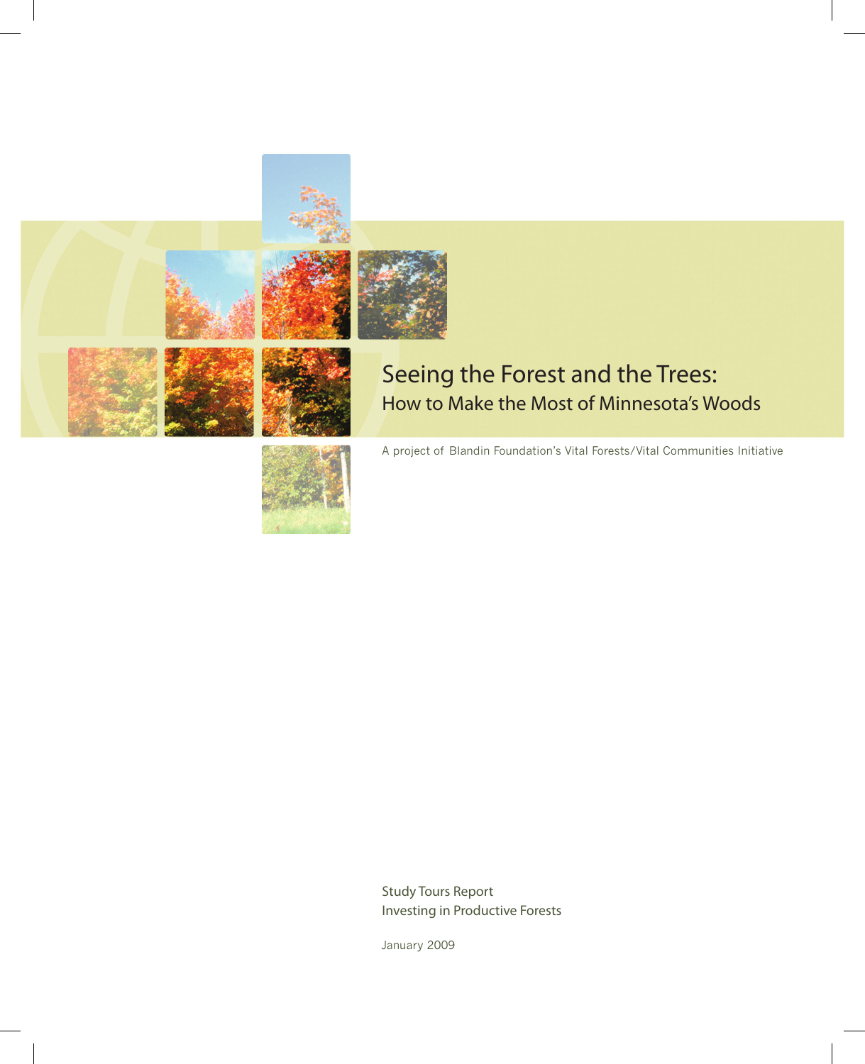# Seeing the Forest and the Trees:

## How to Make the Most of Minnesota's Woods

A project of Blandin Foundation's Vital Forests/Vital Communities Initiative

Study Tours Report

Investing in Productive Forests

January 2009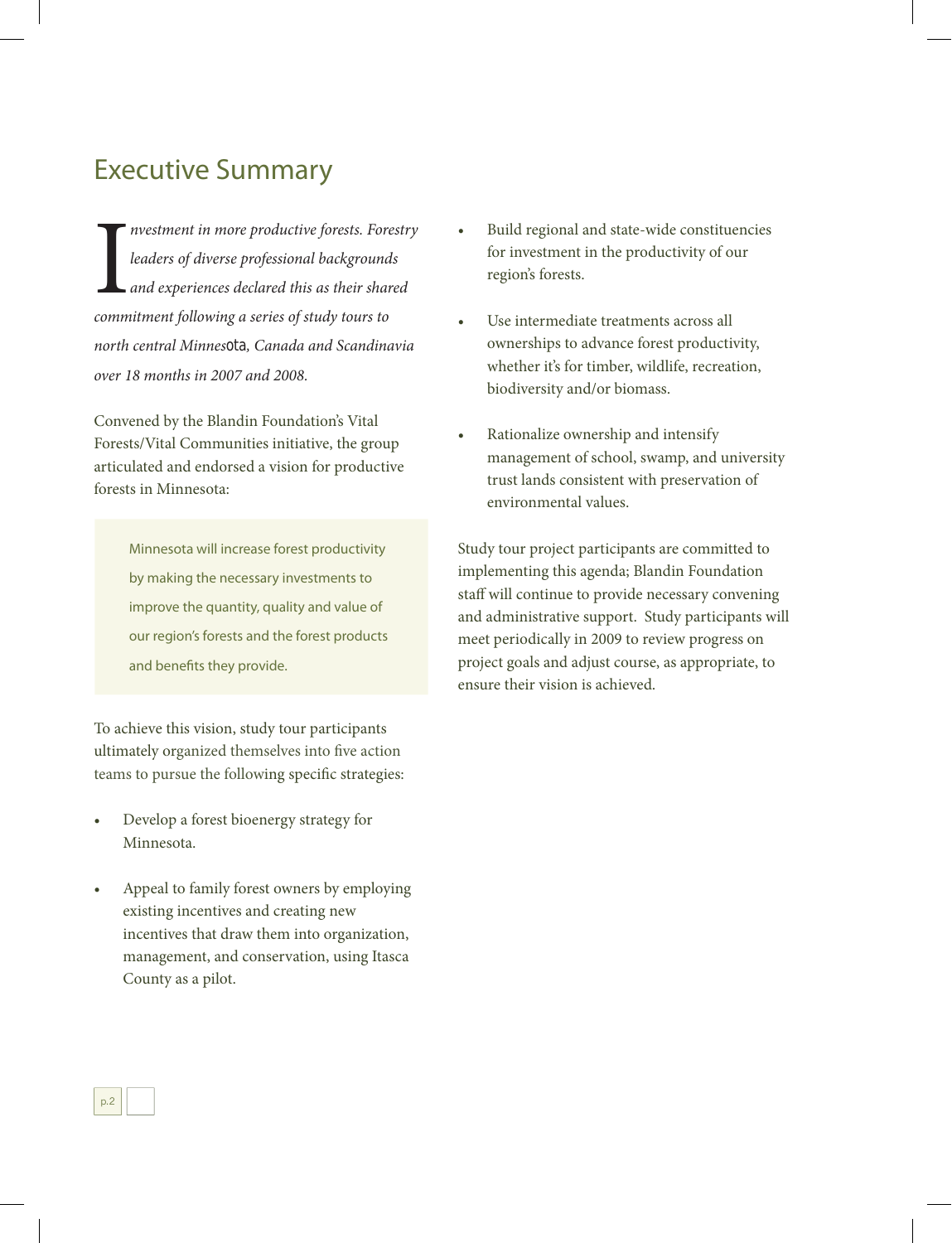## Executive Summary

*Investment in more productive forests. Forestry leaders of diverse professional backgrounds and experiences declared this as their shared commitment following a series of study tours to north central Minnesota, Canada and Scandinavia over 18 months in 2007 and 2008.*

Convened by the Blandin Foundation's Vital Forests/Vital Communities initiative, the group articulated and endorsed a vision for productive forests in Minnesota:

> Minnesota will increase forest productivity by making the necessary investments to improve the quantity, quality and value of our region's forests and the forest products and benefits they provide.

To achieve this vision, study tour participants ultimately organized themselves into five action teams to pursue the following specific strategies:

- Develop a forest bioenergy strategy for Minnesota.
- Appeal to family forest owners by employing existing incentives and creating new incentives that draw them into organization, management, and conservation, using Itasca County as a pilot.
- Build regional and state-wide constituencies for investment in the productivity of our region's forests.
- Use intermediate treatments across all ownerships to advance forest productivity, whether it's for timber, wildlife, recreation, biodiversity and/or biomass.
- Rationalize ownership and intensify management of school, swamp, and university trust lands consistent with preservation of environmental values.

Study tour project participants are committed to implementing this agenda; Blandin Foundation staff will continue to provide necessary convening and administrative support. Study participants will meet periodically in 2009 to review progress on project goals and adjust course, as appropriate, to ensure their vision is achieved.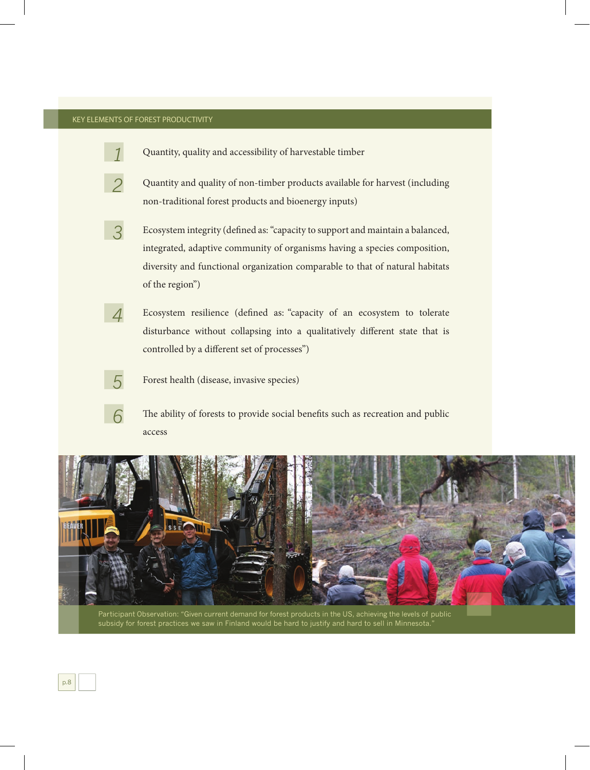## KEY ELEMENTS OF FOREST PRODUCTIVITY

1. Quantity, quality and accessibility of harvestable timber

2. Quantity and quality of non-timber products available for harvest (including non-traditional forest products and bioenergy inputs)

3. Ecosystem integrity (defined as: "capacity to support and maintain a balanced, integrated, adaptive community of organisms having a species composition, diversity and functional organization comparable to that of natural habitats of the region")

4. Ecosystem resilience (defined as: "capacity of an ecosystem to tolerate disturbance without collapsing into a qualitatively different state that is controlled by a different set of processes")

5. Forest health (disease, invasive species)

6. The ability of forests to provide social benefits such as recreation and public access

Participant Observation: "Given current demand for forest products in the US, achieving the levels of public subsidy for forest practices we saw in Finland would be hard to justify and hard to sell in Minnesota."